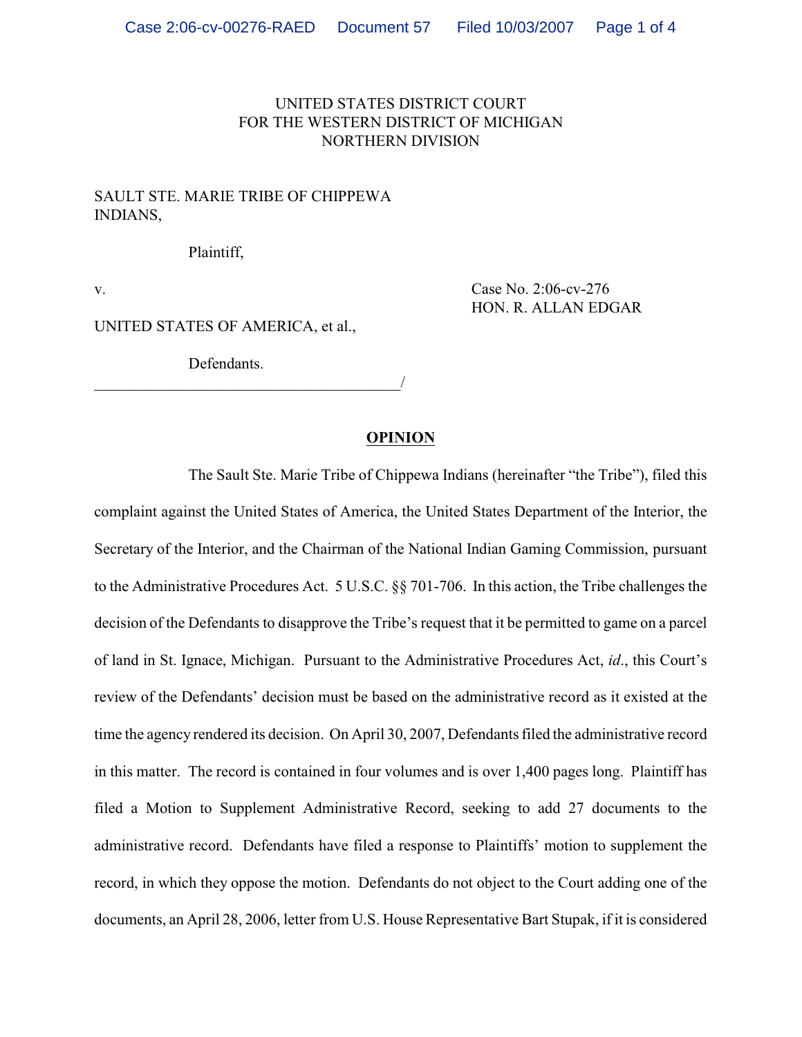UNITED STATES DISTRICT COURT
FOR THE WESTERN DISTRICT OF MICHIGAN
NORTHERN DIVISION

SAULT STE. MARIE TRIBE OF CHIPPEWA INDIANS,

Plaintiff,

v.

Case No. 2:06-cv-276
HON. R. ALLAN EDGAR

UNITED STATES OF AMERICA, et al.,

Defendants.

______________________________________/

**OPINION**

The Sault Ste. Marie Tribe of Chippewa Indians (hereinafter "the Tribe"), filed this complaint against the United States of America, the United States Department of the Interior, the Secretary of the Interior, and the Chairman of the National Indian Gaming Commission, pursuant to the Administrative Procedures Act. 5 U.S.C. §§ 701-706. In this action, the Tribe challenges the decision of the Defendants to disapprove the Tribe's request that it be permitted to game on a parcel of land in St. Ignace, Michigan. Pursuant to the Administrative Procedures Act, *id*., this Court's review of the Defendants' decision must be based on the administrative record as it existed at the time the agency rendered its decision. On April 30, 2007, Defendants filed the administrative record in this matter. The record is contained in four volumes and is over 1,400 pages long. Plaintiff has filed a Motion to Supplement Administrative Record, seeking to add 27 documents to the administrative record. Defendants have filed a response to Plaintiffs' motion to supplement the record, in which they oppose the motion. Defendants do not object to the Court adding one of the documents, an April 28, 2006, letter from U.S. House Representative Bart Stupak, if it is considered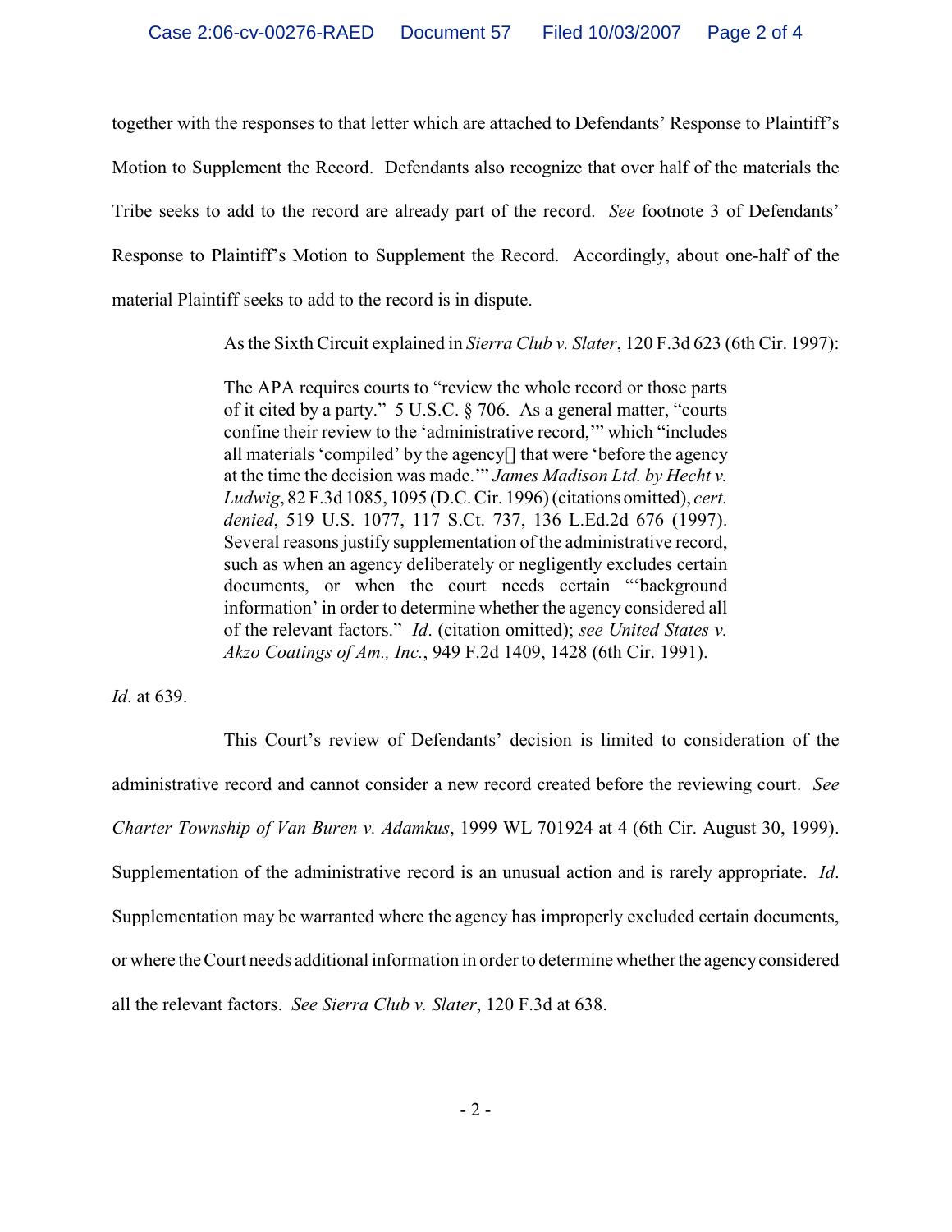together with the responses to that letter which are attached to Defendants' Response to Plaintiff's Motion to Supplement the Record. Defendants also recognize that over half of the materials the Tribe seeks to add to the record are already part of the record. *See* footnote 3 of Defendants' Response to Plaintiff's Motion to Supplement the Record. Accordingly, about one-half of the material Plaintiff seeks to add to the record is in dispute.

As the Sixth Circuit explained in *Sierra Club v. Slater*, 120 F.3d 623 (6th Cir. 1997):

> The APA requires courts to "review the whole record or those parts of it cited by a party." 5 U.S.C. § 706. As a general matter, "courts confine their review to the 'administrative record,'" which "includes all materials 'compiled' by the agency[] that were 'before the agency at the time the decision was made.'" *James Madison Ltd. by Hecht v. Ludwig*, 82 F.3d 1085, 1095 (D.C. Cir. 1996) (citations omitted), *cert. denied*, 519 U.S. 1077, 117 S.Ct. 737, 136 L.Ed.2d 676 (1997). Several reasons justify supplementation of the administrative record, such as when an agency deliberately or negligently excludes certain documents, or when the court needs certain "'background information' in order to determine whether the agency considered all of the relevant factors." *Id*. (citation omitted); *see United States v. Akzo Coatings of Am., Inc.*, 949 F.2d 1409, 1428 (6th Cir. 1991).

*Id*. at 639.

This Court's review of Defendants' decision is limited to consideration of the administrative record and cannot consider a new record created before the reviewing court. *See Charter Township of Van Buren v. Adamkus*, 1999 WL 701924 at 4 (6th Cir. August 30, 1999). Supplementation of the administrative record is an unusual action and is rarely appropriate. *Id*. Supplementation may be warranted where the agency has improperly excluded certain documents, or where the Court needs additional information in order to determine whether the agency considered all the relevant factors. *See Sierra Club v. Slater*, 120 F.3d at 638.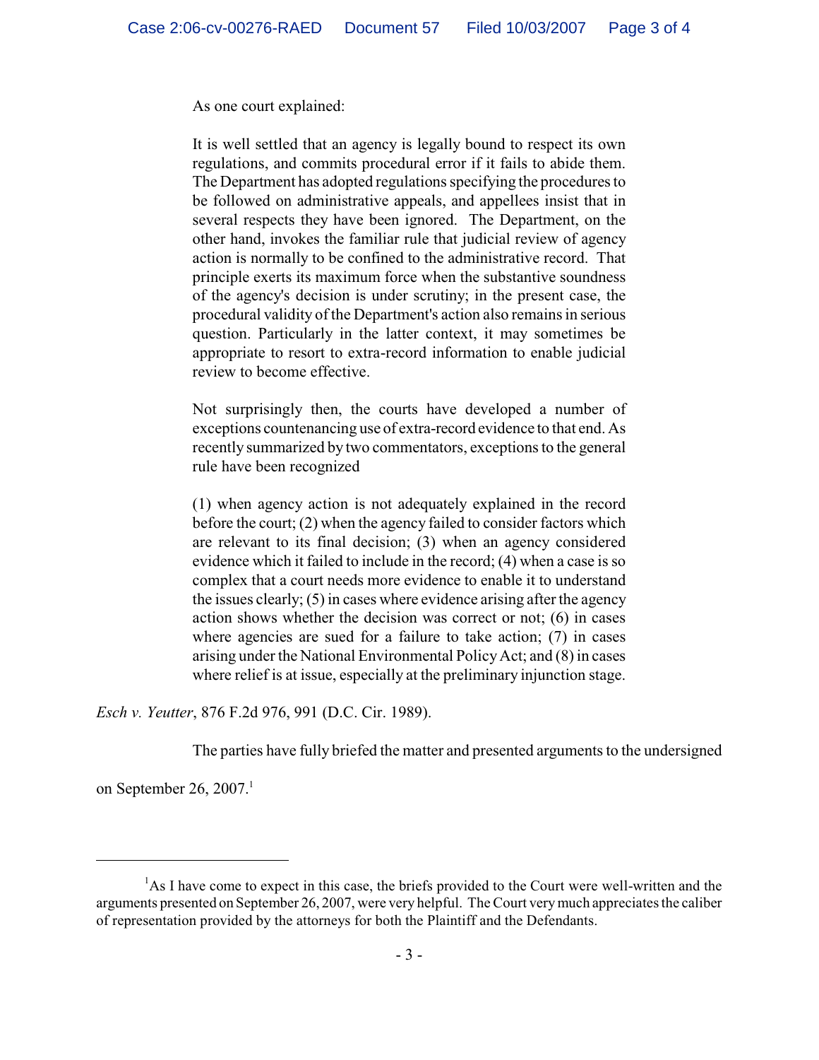As one court explained:

> It is well settled that an agency is legally bound to respect its own regulations, and commits procedural error if it fails to abide them. The Department has adopted regulations specifying the procedures to be followed on administrative appeals, and appellees insist that in several respects they have been ignored. The Department, on the other hand, invokes the familiar rule that judicial review of agency action is normally to be confined to the administrative record. That principle exerts its maximum force when the substantive soundness of the agency's decision is under scrutiny; in the present case, the procedural validity of the Department's action also remains in serious question. Particularly in the latter context, it may sometimes be appropriate to resort to extra-record information to enable judicial review to become effective.
>
> Not surprisingly then, the courts have developed a number of exceptions countenancing use of extra-record evidence to that end. As recently summarized by two commentators, exceptions to the general rule have been recognized
>
> (1) when agency action is not adequately explained in the record before the court; (2) when the agency failed to consider factors which are relevant to its final decision; (3) when an agency considered evidence which it failed to include in the record; (4) when a case is so complex that a court needs more evidence to enable it to understand the issues clearly; (5) in cases where evidence arising after the agency action shows whether the decision was correct or not; (6) in cases where agencies are sued for a failure to take action; (7) in cases arising under the National Environmental Policy Act; and (8) in cases where relief is at issue, especially at the preliminary injunction stage.

*Esch v. Yeutter*, 876 F.2d 976, 991 (D.C. Cir. 1989).

The parties have fully briefed the matter and presented arguments to the undersigned on September 26, 2007.[1]

---

[1] As I have come to expect in this case, the briefs provided to the Court were well-written and the arguments presented on September 26, 2007, were very helpful. The Court very much appreciates the caliber of representation provided by the attorneys for both the Plaintiff and the Defendants.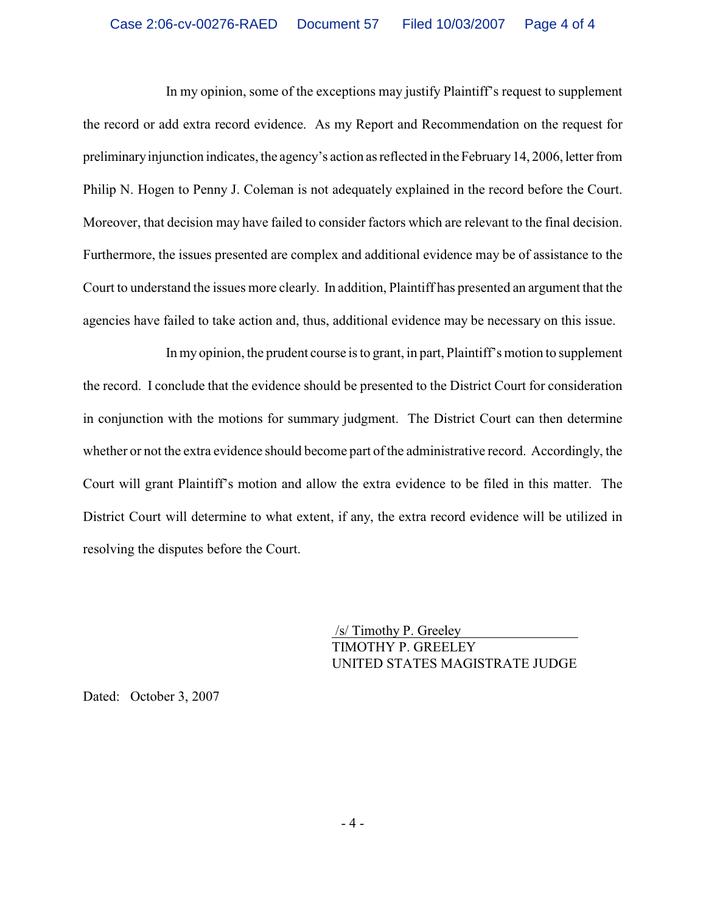In my opinion, some of the exceptions may justify Plaintiff's request to supplement the record or add extra record evidence. As my Report and Recommendation on the request for preliminary injunction indicates, the agency's action as reflected in the February 14, 2006, letter from Philip N. Hogen to Penny J. Coleman is not adequately explained in the record before the Court. Moreover, that decision may have failed to consider factors which are relevant to the final decision. Furthermore, the issues presented are complex and additional evidence may be of assistance to the Court to understand the issues more clearly. In addition, Plaintiff has presented an argument that the agencies have failed to take action and, thus, additional evidence may be necessary on this issue.

In my opinion, the prudent course is to grant, in part, Plaintiff's motion to supplement the record. I conclude that the evidence should be presented to the District Court for consideration in conjunction with the motions for summary judgment. The District Court can then determine whether or not the extra evidence should become part of the administrative record. Accordingly, the Court will grant Plaintiff's motion and allow the extra evidence to be filed in this matter. The District Court will determine to what extent, if any, the extra record evidence will be utilized in resolving the disputes before the Court.

/s/ Timothy P. Greeley
TIMOTHY P. GREELEY
UNITED STATES MAGISTRATE JUDGE

Dated: October 3, 2007